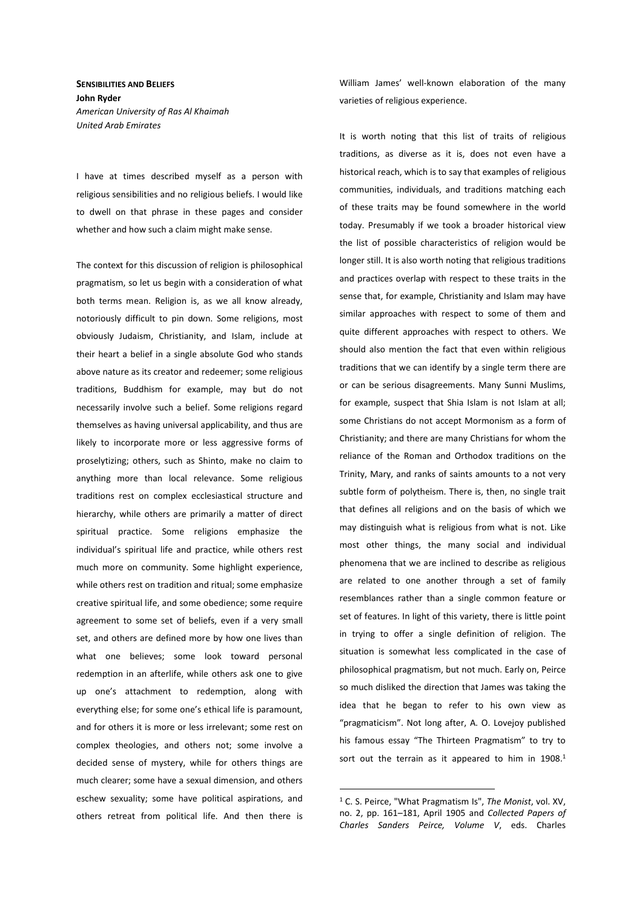**Sensibilities and Beliefs**

**John Ryder**

*American University of Ras Al Khaimah*
*United Arab Emirates*

I have at times described myself as a person with religious sensibilities and no religious beliefs. I would like to dwell on that phrase in these pages and consider whether and how such a claim might make sense.

The context for this discussion of religion is philosophical pragmatism, so let us begin with a consideration of what both terms mean. Religion is, as we all know already, notoriously difficult to pin down. Some religions, most obviously Judaism, Christianity, and Islam, include at their heart a belief in a single absolute God who stands above nature as its creator and redeemer; some religious traditions, Buddhism for example, may but do not necessarily involve such a belief. Some religions regard themselves as having universal applicability, and thus are likely to incorporate more or less aggressive forms of proselytizing; others, such as Shinto, make no claim to anything more than local relevance. Some religious traditions rest on complex ecclesiastical structure and hierarchy, while others are primarily a matter of direct spiritual practice. Some religions emphasize the individual's spiritual life and practice, while others rest much more on community. Some highlight experience, while others rest on tradition and ritual; some emphasize creative spiritual life, and some obedience; some require agreement to some set of beliefs, even if a very small set, and others are defined more by how one lives than what one believes; some look toward personal redemption in an afterlife, while others ask one to give up one's attachment to redemption, along with everything else; for some one's ethical life is paramount, and for others it is more or less irrelevant; some rest on complex theologies, and others not; some involve a decided sense of mystery, while for others things are much clearer; some have a sexual dimension, and others eschew sexuality; some have political aspirations, and others retreat from political life. And then there is William James' well-known elaboration of the many varieties of religious experience.

It is worth noting that this list of traits of religious traditions, as diverse as it is, does not even have a historical reach, which is to say that examples of religious communities, individuals, and traditions matching each of these traits may be found somewhere in the world today. Presumably if we took a broader historical view the list of possible characteristics of religion would be longer still. It is also worth noting that religious traditions and practices overlap with respect to these traits in the sense that, for example, Christianity and Islam may have similar approaches with respect to some of them and quite different approaches with respect to others. We should also mention the fact that even within religious traditions that we can identify by a single term there are or can be serious disagreements. Many Sunni Muslims, for example, suspect that Shia Islam is not Islam at all; some Christians do not accept Mormonism as a form of Christianity; and there are many Christians for whom the reliance of the Roman and Orthodox traditions on the Trinity, Mary, and ranks of saints amounts to a not very subtle form of polytheism. There is, then, no single trait that defines all religions and on the basis of which we may distinguish what is religious from what is not. Like most other things, the many social and individual phenomena that we are inclined to describe as religious are related to one another through a set of family resemblances rather than a single common feature or set of features. In light of this variety, there is little point in trying to offer a single definition of religion. The situation is somewhat less complicated in the case of philosophical pragmatism, but not much. Early on, Peirce so much disliked the direction that James was taking the idea that he began to refer to his own view as "pragmaticism". Not long after, A. O. Lovejoy published his famous essay "The Thirteen Pragmatism" to try to sort out the terrain as it appeared to him in 1908.[1]

---

[1] C. S. Peirce, "What Pragmatism Is", *The Monist*, vol. XV, no. 2, pp. 161–181, April 1905 and *Collected Papers of Charles Sanders Peirce, Volume V*, eds. Charles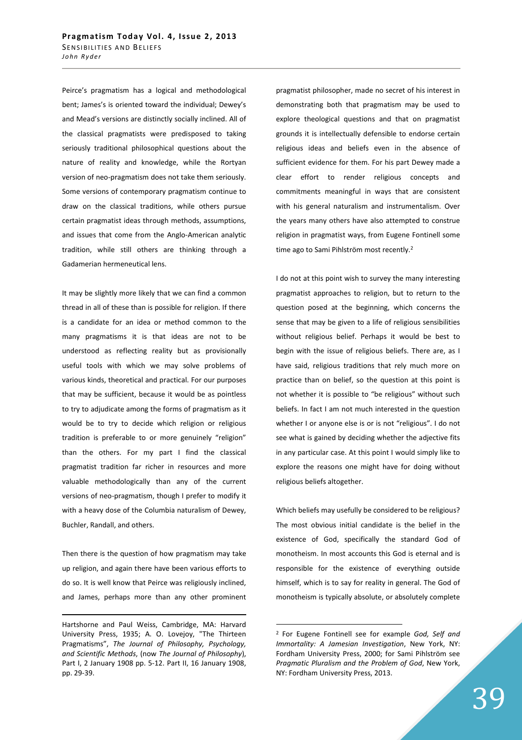Peirce's pragmatism has a logical and methodological bent; James's is oriented toward the individual; Dewey's and Mead's versions are distinctly socially inclined. All of the classical pragmatists were predisposed to taking seriously traditional philosophical questions about the nature of reality and knowledge, while the Rortyan version of neo-pragmatism does not take them seriously. Some versions of contemporary pragmatism continue to draw on the classical traditions, while others pursue certain pragmatist ideas through methods, assumptions, and issues that come from the Anglo-American analytic tradition, while still others are thinking through a Gadamerian hermeneutical lens.

It may be slightly more likely that we can find a common thread in all of these than is possible for religion. If there is a candidate for an idea or method common to the many pragmatisms it is that ideas are not to be understood as reflecting reality but as provisionally useful tools with which we may solve problems of various kinds, theoretical and practical. For our purposes that may be sufficient, because it would be as pointless to try to adjudicate among the forms of pragmatism as it would be to try to decide which religion or religious tradition is preferable to or more genuinely "religion" than the others. For my part I find the classical pragmatist tradition far richer in resources and more valuable methodologically than any of the current versions of neo-pragmatism, though I prefer to modify it with a heavy dose of the Columbia naturalism of Dewey, Buchler, Randall, and others.

Then there is the question of how pragmatism may take up religion, and again there have been various efforts to do so. It is well know that Peirce was religiously inclined, and James, perhaps more than any other prominent pragmatist philosopher, made no secret of his interest in demonstrating both that pragmatism may be used to explore theological questions and that on pragmatist grounds it is intellectually defensible to endorse certain religious ideas and beliefs even in the absence of sufficient evidence for them. For his part Dewey made a clear effort to render religious concepts and commitments meaningful in ways that are consistent with his general naturalism and instrumentalism. Over the years many others have also attempted to construe religion in pragmatist ways, from Eugene Fontinell some time ago to Sami Pihlström most recently.[2]

I do not at this point wish to survey the many interesting pragmatist approaches to religion, but to return to the question posed at the beginning, which concerns the sense that may be given to a life of religious sensibilities without religious belief. Perhaps it would be best to begin with the issue of religious beliefs. There are, as I have said, religious traditions that rely much more on practice than on belief, so the question at this point is not whether it is possible to "be religious" without such beliefs. In fact I am not much interested in the question whether I or anyone else is or is not "religious". I do not see what is gained by deciding whether the adjective fits in any particular case. At this point I would simply like to explore the reasons one might have for doing without religious beliefs altogether.

Which beliefs may usefully be considered to be religious? The most obvious initial candidate is the belief in the existence of God, specifically the standard God of monotheism. In most accounts this God is eternal and is responsible for the existence of everything outside himself, which is to say for reality in general. The God of monotheism is typically absolute, or absolutely complete

---

Hartshorne and Paul Weiss, Cambridge, MA: Harvard University Press, 1935; A. O. Lovejoy, "The Thirteen Pragmatisms", *The Journal of Philosophy, Psychology, and Scientific Methods*, (now *The Journal of Philosophy*), Part I, 2 January 1908 pp. 5-12. Part II, 16 January 1908, pp. 29-39.

[2] For Eugene Fontinell see for example *God, Self and Immortality: A Jamesian Investigation*, New York, NY: Fordham University Press, 2000; for Sami Pihlström see *Pragmatic Pluralism and the Problem of God*, New York, NY: Fordham University Press, 2013.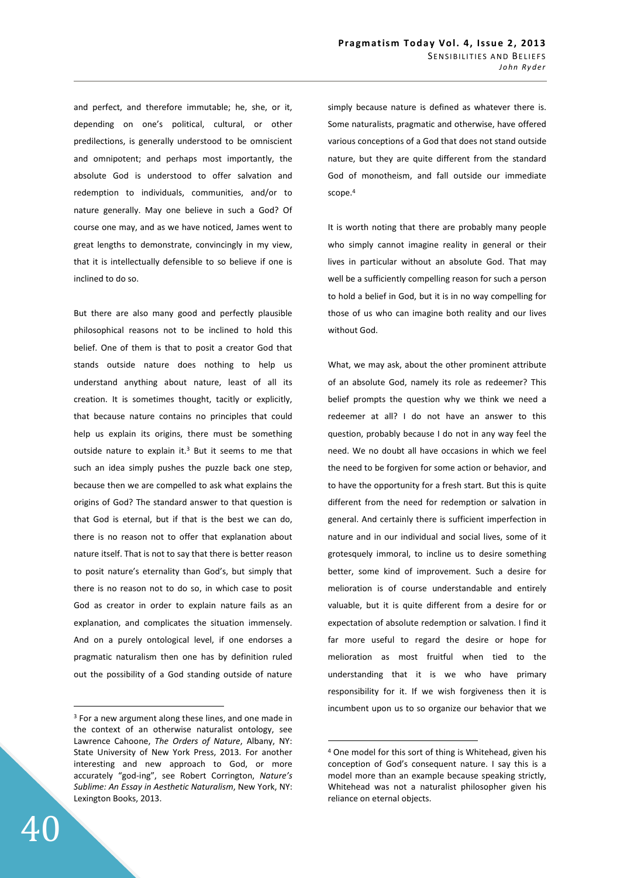and perfect, and therefore immutable; he, she, or it, depending on one's political, cultural, or other predilections, is generally understood to be omniscient and omnipotent; and perhaps most importantly, the absolute God is understood to offer salvation and redemption to individuals, communities, and/or to nature generally. May one believe in such a God? Of course one may, and as we have noticed, James went to great lengths to demonstrate, convincingly in my view, that it is intellectually defensible to so believe if one is inclined to do so.

But there are also many good and perfectly plausible philosophical reasons not to be inclined to hold this belief. One of them is that to posit a creator God that stands outside nature does nothing to help us understand anything about nature, least of all its creation. It is sometimes thought, tacitly or explicitly, that because nature contains no principles that could help us explain its origins, there must be something outside nature to explain it.[3] But it seems to me that such an idea simply pushes the puzzle back one step, because then we are compelled to ask what explains the origins of God? The standard answer to that question is that God is eternal, but if that is the best we can do, there is no reason not to offer that explanation about nature itself. That is not to say that there is better reason to posit nature's eternality than God's, but simply that there is no reason not to do so, in which case to posit God as creator in order to explain nature fails as an explanation, and complicates the situation immensely. And on a purely ontological level, if one endorses a pragmatic naturalism then one has by definition ruled out the possibility of a God standing outside of nature simply because nature is defined as whatever there is. Some naturalists, pragmatic and otherwise, have offered various conceptions of a God that does not stand outside nature, but they are quite different from the standard God of monotheism, and fall outside our immediate scope.[4]

It is worth noting that there are probably many people who simply cannot imagine reality in general or their lives in particular without an absolute God. That may well be a sufficiently compelling reason for such a person to hold a belief in God, but it is in no way compelling for those of us who can imagine both reality and our lives without God.

What, we may ask, about the other prominent attribute of an absolute God, namely its role as redeemer? This belief prompts the question why we think we need a redeemer at all? I do not have an answer to this question, probably because I do not in any way feel the need. We no doubt all have occasions in which we feel the need to be forgiven for some action or behavior, and to have the opportunity for a fresh start. But this is quite different from the need for redemption or salvation in general. And certainly there is sufficient imperfection in nature and in our individual and social lives, some of it grotesquely immoral, to incline us to desire something better, some kind of improvement. Such a desire for melioration is of course understandable and entirely valuable, but it is quite different from a desire for or expectation of absolute redemption or salvation. I find it far more useful to regard the desire or hope for melioration as most fruitful when tied to the understanding that it is we who have primary responsibility for it. If we wish forgiveness then it is incumbent upon us to so organize our behavior that we

---

[3] For a new argument along these lines, and one made in the context of an otherwise naturalist ontology, see Lawrence Cahoone, *The Orders of Nature*, Albany, NY: State University of New York Press, 2013. For another interesting and new approach to God, or more accurately "god-ing", see Robert Corrington, *Nature's Sublime: An Essay in Aesthetic Naturalism*, New York, NY: Lexington Books, 2013.

[4] One model for this sort of thing is Whitehead, given his conception of God's consequent nature. I say this is a model more than an example because speaking strictly, Whitehead was not a naturalist philosopher given his reliance on eternal objects.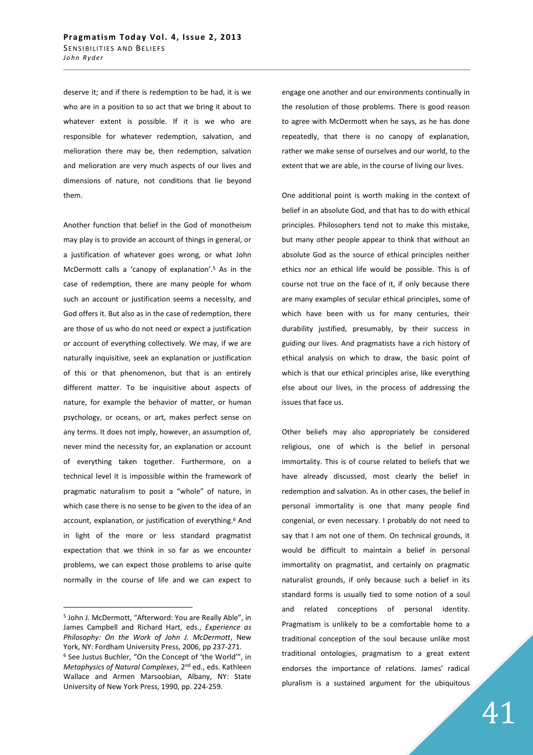deserve it; and if there is redemption to be had, it is we who are in a position to so act that we bring it about to whatever extent is possible. If it is we who are responsible for whatever redemption, salvation, and melioration there may be, then redemption, salvation and melioration are very much aspects of our lives and dimensions of nature, not conditions that lie beyond them.

Another function that belief in the God of monotheism may play is to provide an account of things in general, or a justification of whatever goes wrong, or what John McDermott calls a 'canopy of explanation'.[5] As in the case of redemption, there are many people for whom such an account or justification seems a necessity, and God offers it. But also as in the case of redemption, there are those of us who do not need or expect a justification or account of everything collectively. We may, if we are naturally inquisitive, seek an explanation or justification of this or that phenomenon, but that is an entirely different matter. To be inquisitive about aspects of nature, for example the behavior of matter, or human psychology, or oceans, or art, makes perfect sense on any terms. It does not imply, however, an assumption of, never mind the necessity for, an explanation or account of everything taken together. Furthermore, on a technical level it is impossible within the framework of pragmatic naturalism to posit a "whole" of nature, in which case there is no sense to be given to the idea of an account, explanation, or justification of everything.[6] And in light of the more or less standard pragmatist expectation that we think in so far as we encounter problems, we can expect those problems to arise quite normally in the course of life and we can expect to engage one another and our environments continually in the resolution of those problems. There is good reason to agree with McDermott when he says, as he has done repeatedly, that there is no canopy of explanation, rather we make sense of ourselves and our world, to the extent that we are able, in the course of living our lives.

One additional point is worth making in the context of belief in an absolute God, and that has to do with ethical principles. Philosophers tend not to make this mistake, but many other people appear to think that without an absolute God as the source of ethical principles neither ethics nor an ethical life would be possible. This is of course not true on the face of it, if only because there are many examples of secular ethical principles, some of which have been with us for many centuries, their durability justified, presumably, by their success in guiding our lives. And pragmatists have a rich history of ethical analysis on which to draw, the basic point of which is that our ethical principles arise, like everything else about our lives, in the process of addressing the issues that face us.

Other beliefs may also appropriately be considered religious, one of which is the belief in personal immortality. This is of course related to beliefs that we have already discussed, most clearly the belief in redemption and salvation. As in other cases, the belief in personal immortality is one that many people find congenial, or even necessary. I probably do not need to say that I am not one of them. On technical grounds, it would be difficult to maintain a belief in personal immortality on pragmatist, and certainly on pragmatic naturalist grounds, if only because such a belief in its standard forms is usually tied to some notion of a soul and related conceptions of personal identity. Pragmatism is unlikely to be a comfortable home to a traditional conception of the soul because unlike most traditional ontologies, pragmatism to a great extent endorses the importance of relations. James' radical pluralism is a sustained argument for the ubiquitous

---

[5] John J. McDermott, "Afterword: You are Really Able", in James Campbell and Richard Hart, eds., *Experience as Philosophy: On the Work of John J. McDermott*, New York, NY: Fordham University Press, 2006, pp 237-271.

[6] See Justus Buchler, "On the Concept of 'the World'", in *Metaphysics of Natural Complexes*, 2nd ed., eds. Kathleen Wallace and Armen Marsoobian, Albany, NY: State University of New York Press, 1990, pp. 224-259.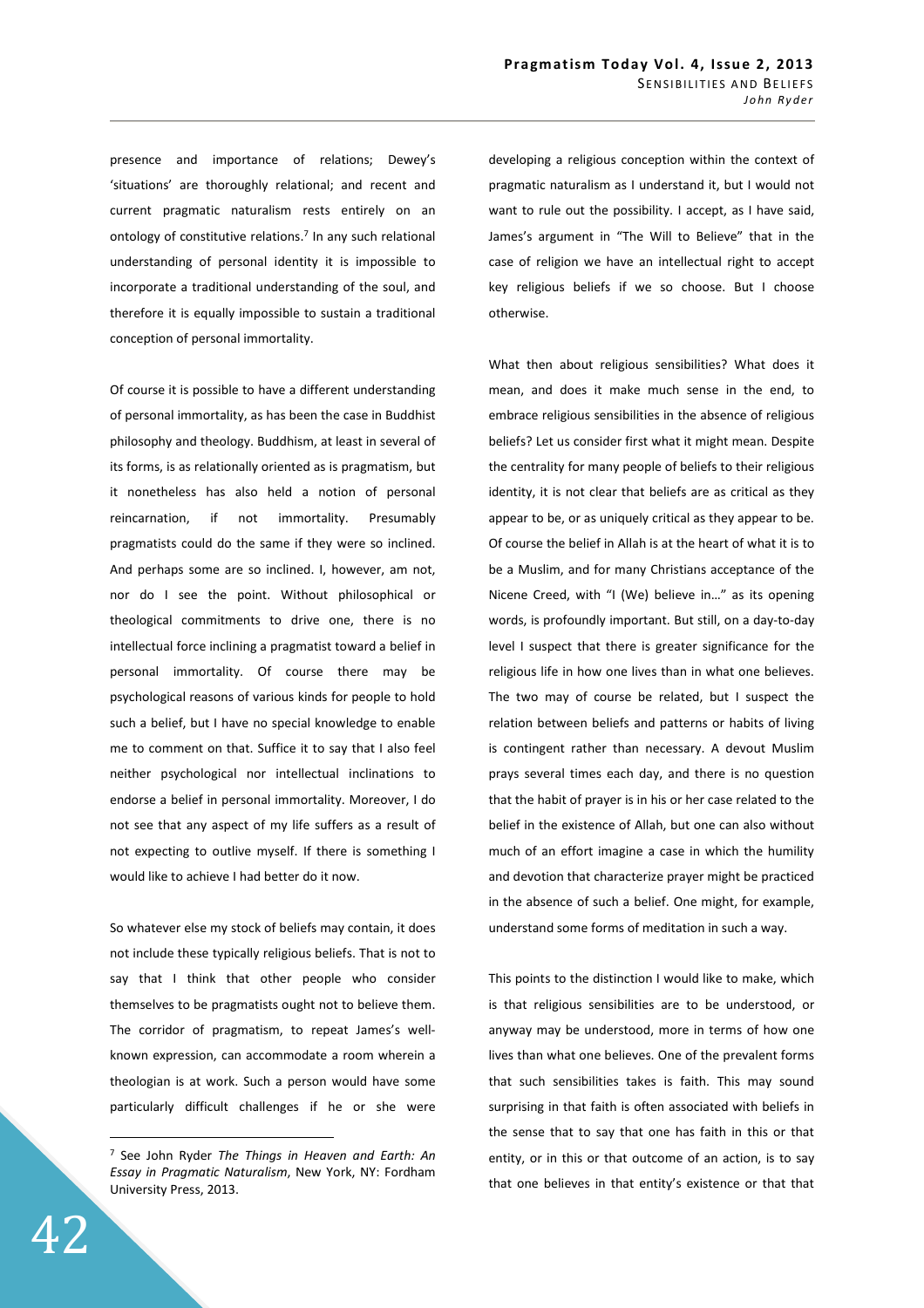presence and importance of relations; Dewey's 'situations' are thoroughly relational; and recent and current pragmatic naturalism rests entirely on an ontology of constitutive relations.[7] In any such relational understanding of personal identity it is impossible to incorporate a traditional understanding of the soul, and therefore it is equally impossible to sustain a traditional conception of personal immortality.

Of course it is possible to have a different understanding of personal immortality, as has been the case in Buddhist philosophy and theology. Buddhism, at least in several of its forms, is as relationally oriented as is pragmatism, but it nonetheless has also held a notion of personal reincarnation, if not immortality. Presumably pragmatists could do the same if they were so inclined. And perhaps some are so inclined. I, however, am not, nor do I see the point. Without philosophical or theological commitments to drive one, there is no intellectual force inclining a pragmatist toward a belief in personal immortality. Of course there may be psychological reasons of various kinds for people to hold such a belief, but I have no special knowledge to enable me to comment on that. Suffice it to say that I also feel neither psychological nor intellectual inclinations to endorse a belief in personal immortality. Moreover, I do not see that any aspect of my life suffers as a result of not expecting to outlive myself. If there is something I would like to achieve I had better do it now.

So whatever else my stock of beliefs may contain, it does not include these typically religious beliefs. That is not to say that I think that other people who consider themselves to be pragmatists ought not to believe them. The corridor of pragmatism, to repeat James's well-known expression, can accommodate a room wherein a theologian is at work. Such a person would have some particularly difficult challenges if he or she were developing a religious conception within the context of pragmatic naturalism as I understand it, but I would not want to rule out the possibility. I accept, as I have said, James's argument in "The Will to Believe" that in the case of religion we have an intellectual right to accept key religious beliefs if we so choose. But I choose otherwise.

What then about religious sensibilities? What does it mean, and does it make much sense in the end, to embrace religious sensibilities in the absence of religious beliefs? Let us consider first what it might mean. Despite the centrality for many people of beliefs to their religious identity, it is not clear that beliefs are as critical as they appear to be, or as uniquely critical as they appear to be. Of course the belief in Allah is at the heart of what it is to be a Muslim, and for many Christians acceptance of the Nicene Creed, with "I (We) believe in…" as its opening words, is profoundly important. But still, on a day-to-day level I suspect that there is greater significance for the religious life in how one lives than in what one believes. The two may of course be related, but I suspect the relation between beliefs and patterns or habits of living is contingent rather than necessary. A devout Muslim prays several times each day, and there is no question that the habit of prayer is in his or her case related to the belief in the existence of Allah, but one can also without much of an effort imagine a case in which the humility and devotion that characterize prayer might be practiced in the absence of such a belief. One might, for example, understand some forms of meditation in such a way.

This points to the distinction I would like to make, which is that religious sensibilities are to be understood, or anyway may be understood, more in terms of how one lives than what one believes. One of the prevalent forms that such sensibilities takes is faith. This may sound surprising in that faith is often associated with beliefs in the sense that to say that one has faith in this or that entity, or in this or that outcome of an action, is to say that one believes in that entity's existence or that that

[7] See John Ryder *The Things in Heaven and Earth: An Essay in Pragmatic Naturalism*, New York, NY: Fordham University Press, 2013.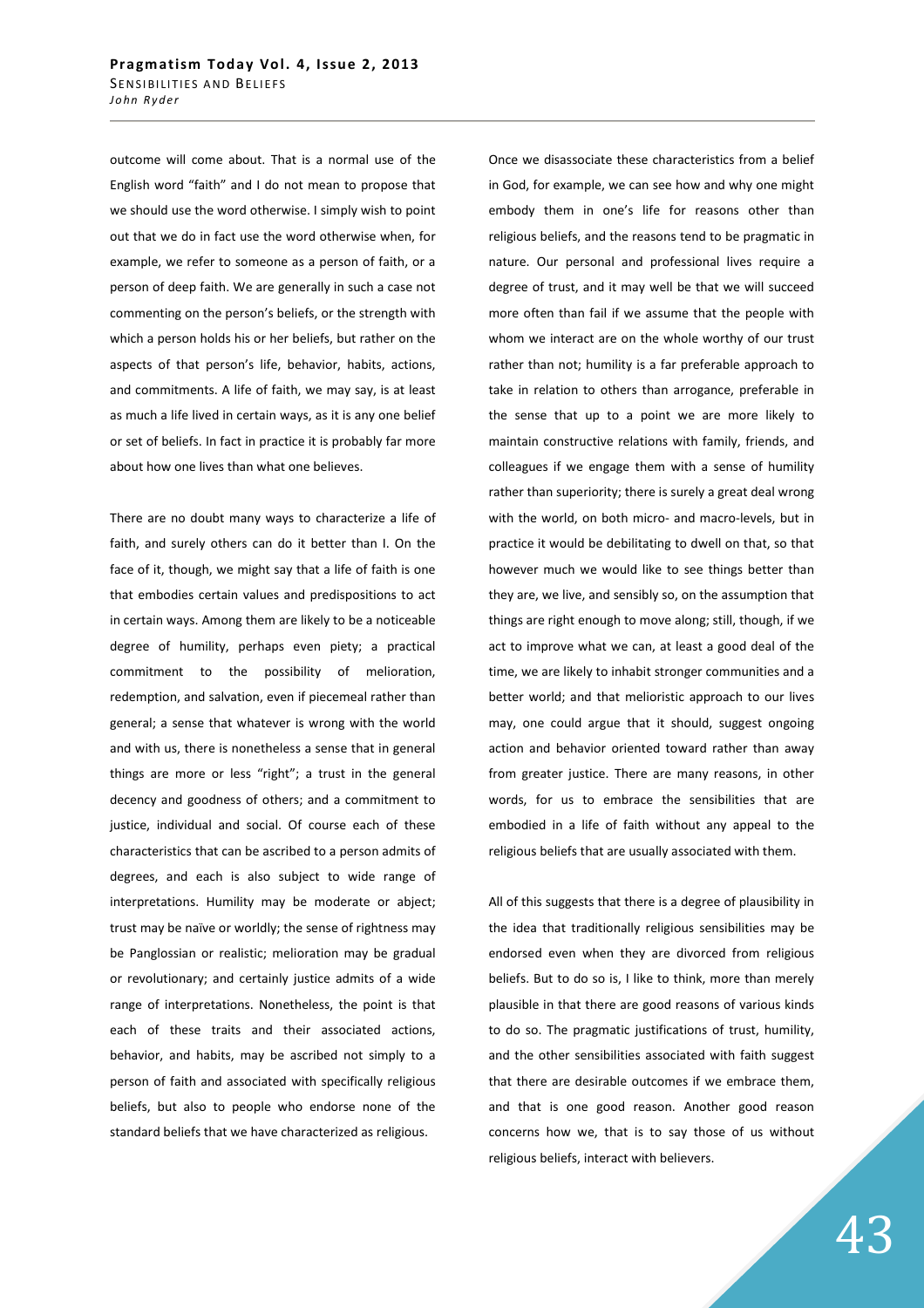outcome will come about. That is a normal use of the English word "faith" and I do not mean to propose that we should use the word otherwise. I simply wish to point out that we do in fact use the word otherwise when, for example, we refer to someone as a person of faith, or a person of deep faith. We are generally in such a case not commenting on the person's beliefs, or the strength with which a person holds his or her beliefs, but rather on the aspects of that person's life, behavior, habits, actions, and commitments. A life of faith, we may say, is at least as much a life lived in certain ways, as it is any one belief or set of beliefs. In fact in practice it is probably far more about how one lives than what one believes.

There are no doubt many ways to characterize a life of faith, and surely others can do it better than I. On the face of it, though, we might say that a life of faith is one that embodies certain values and predispositions to act in certain ways. Among them are likely to be a noticeable degree of humility, perhaps even piety; a practical commitment to the possibility of melioration, redemption, and salvation, even if piecemeal rather than general; a sense that whatever is wrong with the world and with us, there is nonetheless a sense that in general things are more or less "right"; a trust in the general decency and goodness of others; and a commitment to justice, individual and social. Of course each of these characteristics that can be ascribed to a person admits of degrees, and each is also subject to wide range of interpretations. Humility may be moderate or abject; trust may be naïve or worldly; the sense of rightness may be Panglossian or realistic; melioration may be gradual or revolutionary; and certainly justice admits of a wide range of interpretations. Nonetheless, the point is that each of these traits and their associated actions, behavior, and habits, may be ascribed not simply to a person of faith and associated with specifically religious beliefs, but also to people who endorse none of the standard beliefs that we have characterized as religious.

Once we disassociate these characteristics from a belief in God, for example, we can see how and why one might embody them in one's life for reasons other than religious beliefs, and the reasons tend to be pragmatic in nature. Our personal and professional lives require a degree of trust, and it may well be that we will succeed more often than fail if we assume that the people with whom we interact are on the whole worthy of our trust rather than not; humility is a far preferable approach to take in relation to others than arrogance, preferable in the sense that up to a point we are more likely to maintain constructive relations with family, friends, and colleagues if we engage them with a sense of humility rather than superiority; there is surely a great deal wrong with the world, on both micro- and macro-levels, but in practice it would be debilitating to dwell on that, so that however much we would like to see things better than they are, we live, and sensibly so, on the assumption that things are right enough to move along; still, though, if we act to improve what we can, at least a good deal of the time, we are likely to inhabit stronger communities and a better world; and that melioristic approach to our lives may, one could argue that it should, suggest ongoing action and behavior oriented toward rather than away from greater justice. There are many reasons, in other words, for us to embrace the sensibilities that are embodied in a life of faith without any appeal to the religious beliefs that are usually associated with them.

All of this suggests that there is a degree of plausibility in the idea that traditionally religious sensibilities may be endorsed even when they are divorced from religious beliefs. But to do so is, I like to think, more than merely plausible in that there are good reasons of various kinds to do so. The pragmatic justifications of trust, humility, and the other sensibilities associated with faith suggest that there are desirable outcomes if we embrace them, and that is one good reason. Another good reason concerns how we, that is to say those of us without religious beliefs, interact with believers.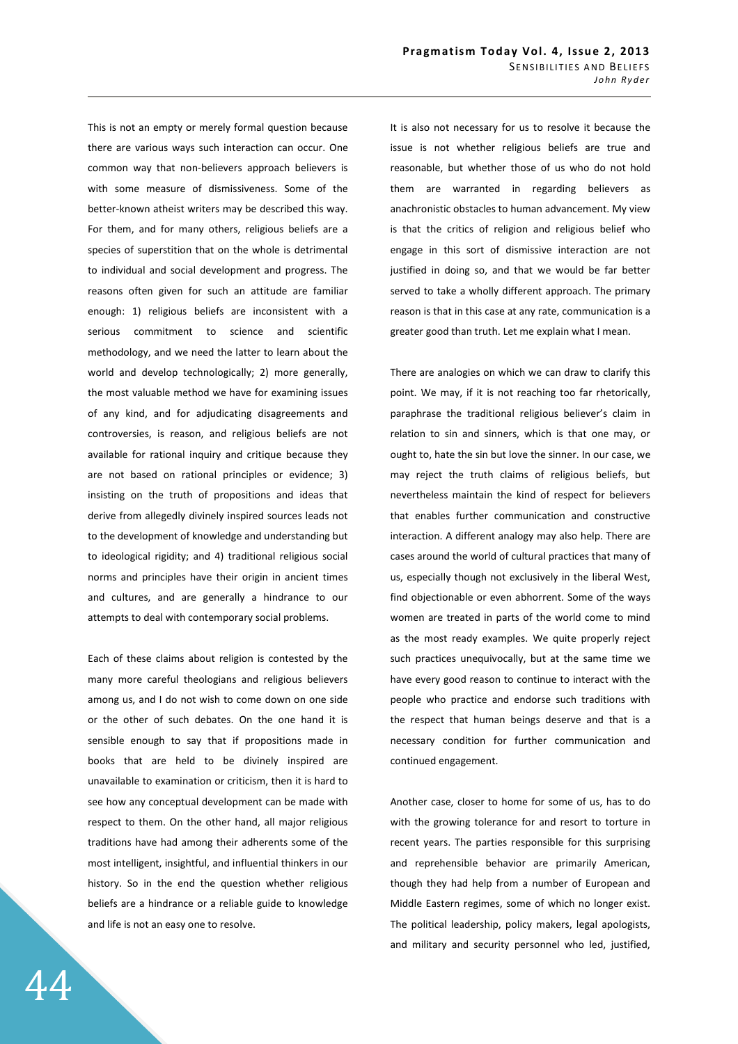This is not an empty or merely formal question because there are various ways such interaction can occur. One common way that non-believers approach believers is with some measure of dismissiveness. Some of the better-known atheist writers may be described this way. For them, and for many others, religious beliefs are a species of superstition that on the whole is detrimental to individual and social development and progress. The reasons often given for such an attitude are familiar enough: 1) religious beliefs are inconsistent with a serious commitment to science and scientific methodology, and we need the latter to learn about the world and develop technologically; 2) more generally, the most valuable method we have for examining issues of any kind, and for adjudicating disagreements and controversies, is reason, and religious beliefs are not available for rational inquiry and critique because they are not based on rational principles or evidence; 3) insisting on the truth of propositions and ideas that derive from allegedly divinely inspired sources leads not to the development of knowledge and understanding but to ideological rigidity; and 4) traditional religious social norms and principles have their origin in ancient times and cultures, and are generally a hindrance to our attempts to deal with contemporary social problems.

Each of these claims about religion is contested by the many more careful theologians and religious believers among us, and I do not wish to come down on one side or the other of such debates. On the one hand it is sensible enough to say that if propositions made in books that are held to be divinely inspired are unavailable to examination or criticism, then it is hard to see how any conceptual development can be made with respect to them. On the other hand, all major religious traditions have had among their adherents some of the most intelligent, insightful, and influential thinkers in our history. So in the end the question whether religious beliefs are a hindrance or a reliable guide to knowledge and life is not an easy one to resolve.

It is also not necessary for us to resolve it because the issue is not whether religious beliefs are true and reasonable, but whether those of us who do not hold them are warranted in regarding believers as anachronistic obstacles to human advancement. My view is that the critics of religion and religious belief who engage in this sort of dismissive interaction are not justified in doing so, and that we would be far better served to take a wholly different approach. The primary reason is that in this case at any rate, communication is a greater good than truth. Let me explain what I mean.

There are analogies on which we can draw to clarify this point. We may, if it is not reaching too far rhetorically, paraphrase the traditional religious believer's claim in relation to sin and sinners, which is that one may, or ought to, hate the sin but love the sinner. In our case, we may reject the truth claims of religious beliefs, but nevertheless maintain the kind of respect for believers that enables further communication and constructive interaction. A different analogy may also help. There are cases around the world of cultural practices that many of us, especially though not exclusively in the liberal West, find objectionable or even abhorrent. Some of the ways women are treated in parts of the world come to mind as the most ready examples. We quite properly reject such practices unequivocally, but at the same time we have every good reason to continue to interact with the people who practice and endorse such traditions with the respect that human beings deserve and that is a necessary condition for further communication and continued engagement.

Another case, closer to home for some of us, has to do with the growing tolerance for and resort to torture in recent years. The parties responsible for this surprising and reprehensible behavior are primarily American, though they had help from a number of European and Middle Eastern regimes, some of which no longer exist. The political leadership, policy makers, legal apologists, and military and security personnel who led, justified,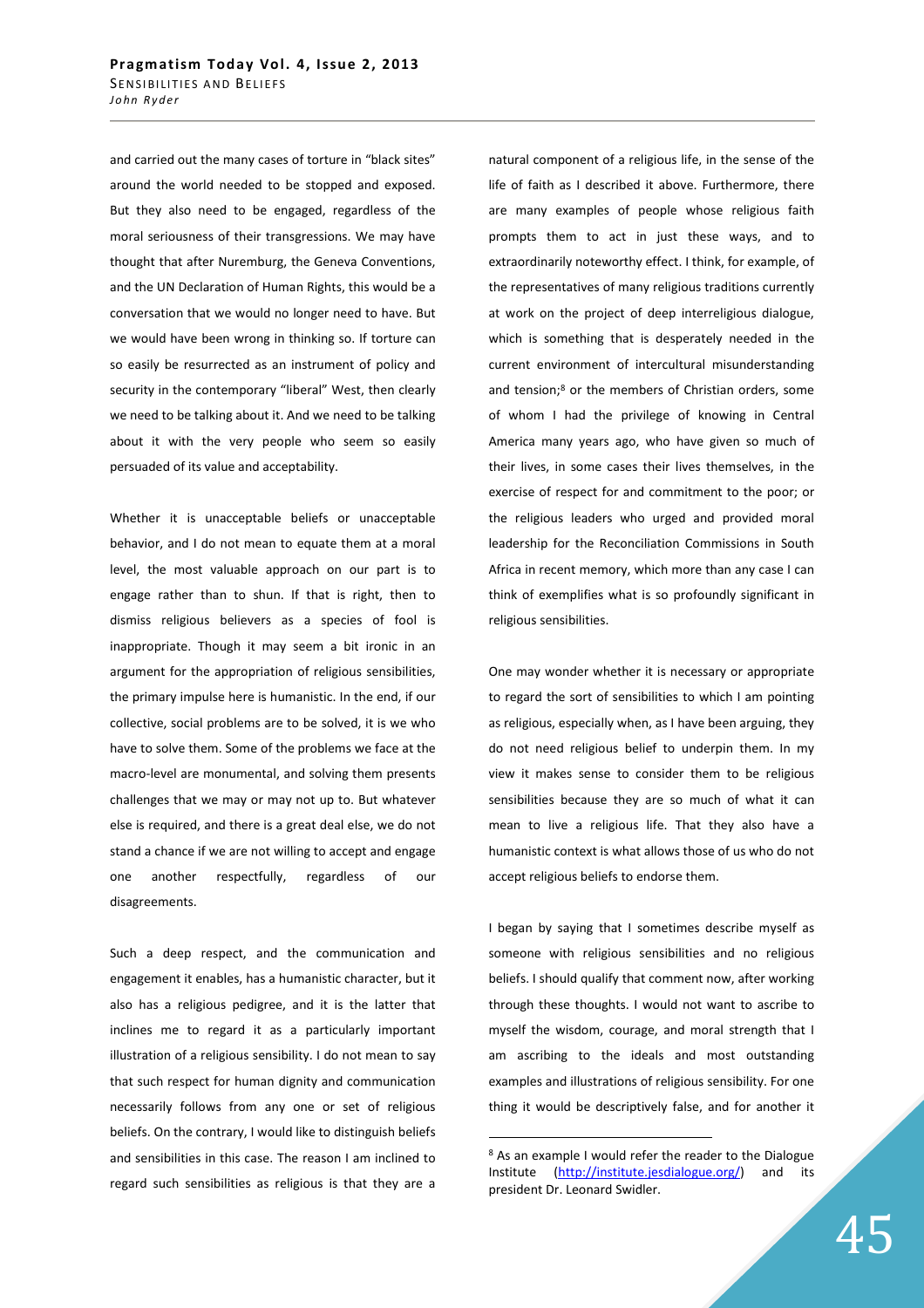and carried out the many cases of torture in "black sites" around the world needed to be stopped and exposed. But they also need to be engaged, regardless of the moral seriousness of their transgressions. We may have thought that after Nuremburg, the Geneva Conventions, and the UN Declaration of Human Rights, this would be a conversation that we would no longer need to have. But we would have been wrong in thinking so. If torture can so easily be resurrected as an instrument of policy and security in the contemporary "liberal" West, then clearly we need to be talking about it. And we need to be talking about it with the very people who seem so easily persuaded of its value and acceptability.

Whether it is unacceptable beliefs or unacceptable behavior, and I do not mean to equate them at a moral level, the most valuable approach on our part is to engage rather than to shun. If that is right, then to dismiss religious believers as a species of fool is inappropriate. Though it may seem a bit ironic in an argument for the appropriation of religious sensibilities, the primary impulse here is humanistic. In the end, if our collective, social problems are to be solved, it is we who have to solve them. Some of the problems we face at the macro-level are monumental, and solving them presents challenges that we may or may not up to. But whatever else is required, and there is a great deal else, we do not stand a chance if we are not willing to accept and engage one another respectfully, regardless of our disagreements.

Such a deep respect, and the communication and engagement it enables, has a humanistic character, but it also has a religious pedigree, and it is the latter that inclines me to regard it as a particularly important illustration of a religious sensibility. I do not mean to say that such respect for human dignity and communication necessarily follows from any one or set of religious beliefs. On the contrary, I would like to distinguish beliefs and sensibilities in this case. The reason I am inclined to regard such sensibilities as religious is that they are a natural component of a religious life, in the sense of the life of faith as I described it above. Furthermore, there are many examples of people whose religious faith prompts them to act in just these ways, and to extraordinarily noteworthy effect. I think, for example, of the representatives of many religious traditions currently at work on the project of deep interreligious dialogue, which is something that is desperately needed in the current environment of intercultural misunderstanding and tension;[8] or the members of Christian orders, some of whom I had the privilege of knowing in Central America many years ago, who have given so much of their lives, in some cases their lives themselves, in the exercise of respect for and commitment to the poor; or the religious leaders who urged and provided moral leadership for the Reconciliation Commissions in South Africa in recent memory, which more than any case I can think of exemplifies what is so profoundly significant in religious sensibilities.

One may wonder whether it is necessary or appropriate to regard the sort of sensibilities to which I am pointing as religious, especially when, as I have been arguing, they do not need religious belief to underpin them. In my view it makes sense to consider them to be religious sensibilities because they are so much of what it can mean to live a religious life. That they also have a humanistic context is what allows those of us who do not accept religious beliefs to endorse them.

I began by saying that I sometimes describe myself as someone with religious sensibilities and no religious beliefs. I should qualify that comment now, after working through these thoughts. I would not want to ascribe to myself the wisdom, courage, and moral strength that I am ascribing to the ideals and most outstanding examples and illustrations of religious sensibility. For one thing it would be descriptively false, and for another it

---

[8] As an example I would refer the reader to the Dialogue Institute (http://institute.jesdialogue.org/) and its president Dr. Leonard Swidler.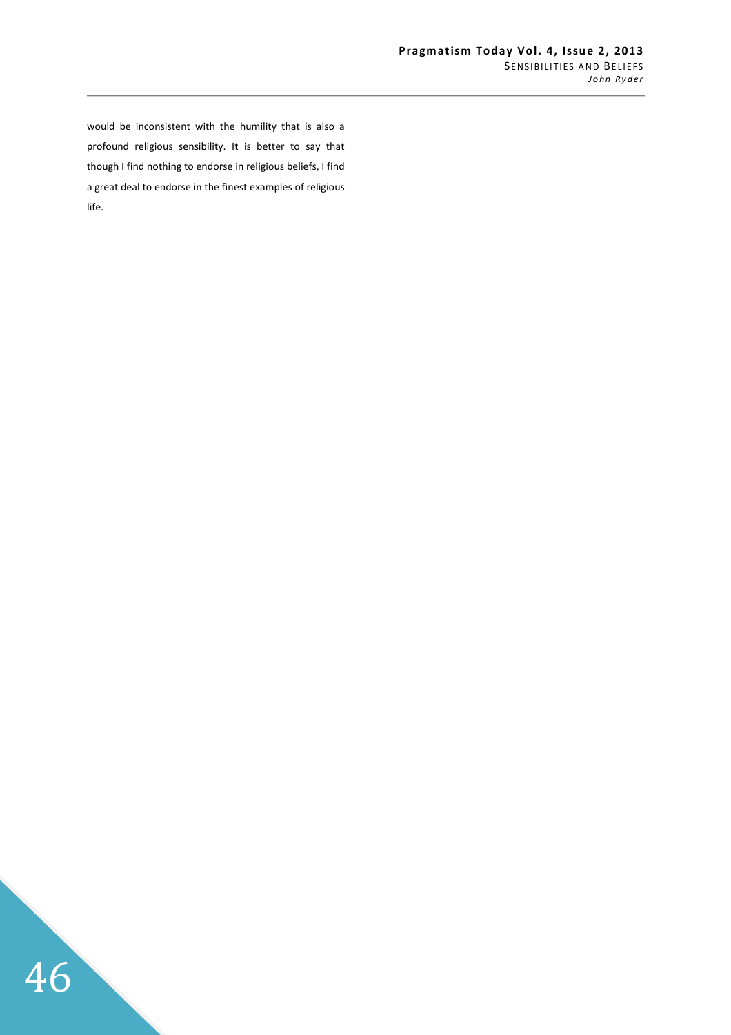would be inconsistent with the humility that is also a profound religious sensibility. It is better to say that though I find nothing to endorse in religious beliefs, I find a great deal to endorse in the finest examples of religious life.